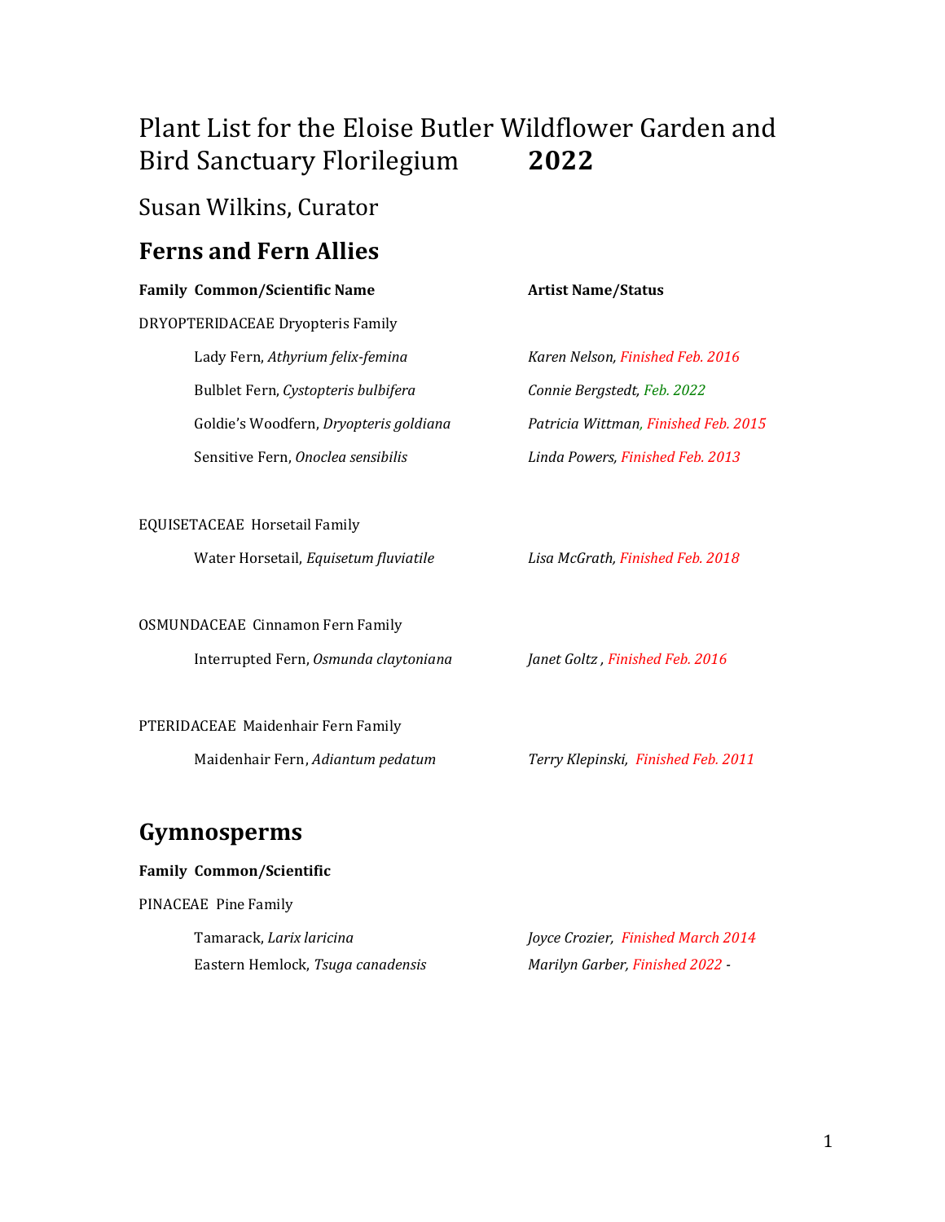# Plant List for the Eloise Butler Wildflower Garden and Bird Sanctuary Florilegium **2022**

## Susan Wilkins, Curator

## Ferns and Fern Allies

| Family Common/Scientific Name | Artist Name/Status |
|---|---|
| DRYOPTERIDACEAE Dryopteris Family | |
| Lady Fern, *Athyrium felix-femina* | *Karen Nelson, Finished Feb. 2016* |
| Bulblet Fern, *Cystopteris bulbifera* | *Connie Bergstedt, Feb. 2022* |
| Goldie's Woodfern, *Dryopteris goldiana* | *Patricia Wittman, Finished Feb. 2015* |
| Sensitive Fern, *Onoclea sensibilis* | *Linda Powers, Finished Feb. 2013* |
| EQUISETACEAE Horsetail Family | |
| Water Horsetail, *Equisetum fluviatile* | *Lisa McGrath, Finished Feb. 2018* |
| OSMUNDACEAE Cinnamon Fern Family | |
| Interrupted Fern, *Osmunda claytoniana* | *Janet Goltz , Finished Feb. 2016* |
| PTERIDACEAE Maidenhair Fern Family | |
| Maidenhair Fern, *Adiantum pedatum* | *Terry Klepinski, Finished Feb. 2011* |

## Gymnosperms

| Family Common/Scientific | |
|---|---|
| PINACEAE Pine Family | |
| Tamarack, *Larix laricina* | *Joyce Crozier, Finished March 2014* |
| Eastern Hemlock, *Tsuga canadensis* | *Marilyn Garber, Finished 2022 -* |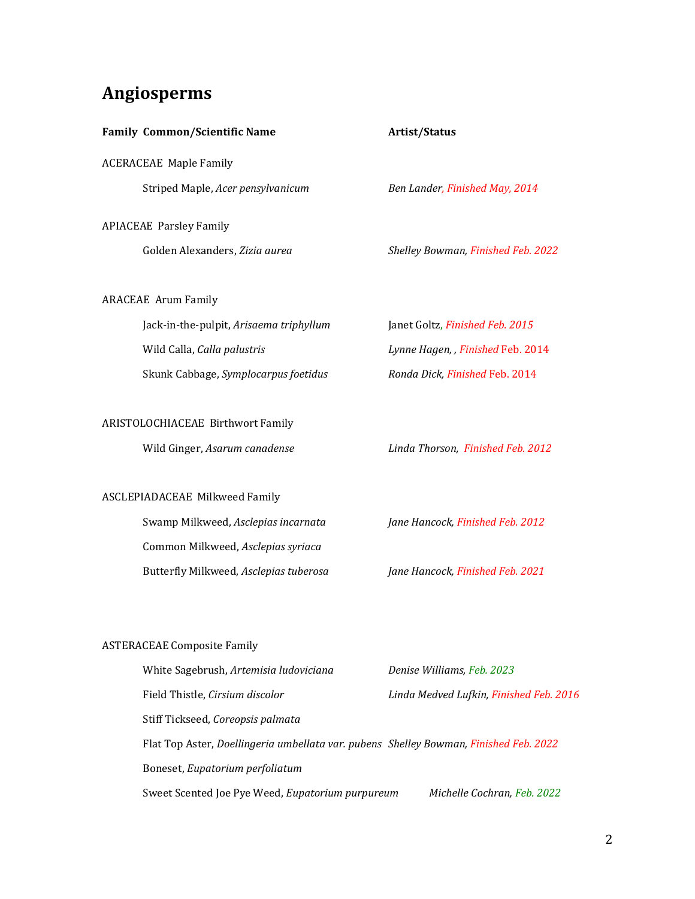# Angiosperms

| Family Common/Scientific Name | Artist/Status |
|---|---|
| ACERACEAE Maple Family | |
| Striped Maple, *Acer pensylvanicum* | *Ben Lander, Finished May, 2014* |
| APIACEAE Parsley Family | |
| Golden Alexanders, *Zizia aurea* | *Shelley Bowman, Finished Feb. 2022* |
| ARACEAE Arum Family | |
| Jack-in-the-pulpit, *Arisaema triphyllum* | Janet Goltz, *Finished Feb. 2015* |
| Wild Calla, *Calla palustris* | *Lynne Hagen, , Finished* Feb. 2014 |
| Skunk Cabbage, *Symplocarpus foetidus* | *Ronda Dick, Finished* Feb. 2014 |
| ARISTOLOCHIACEAE Birthwort Family | |
| Wild Ginger, *Asarum canadense* | *Linda Thorson, Finished Feb. 2012* |
| ASCLEPIADACEAE Milkweed Family | |
| Swamp Milkweed, *Asclepias incarnata* | *Jane Hancock, Finished Feb. 2012* |
| Common Milkweed, *Asclepias syriaca* | |
| Butterfly Milkweed, *Asclepias tuberosa* | *Jane Hancock, Finished Feb. 2021* |
| ASTERACEAE Composite Family | |
| White Sagebrush, *Artemisia ludoviciana* | *Denise Williams, Feb. 2023* |
| Field Thistle, *Cirsium discolor* | *Linda Medved Lufkin, Finished Feb. 2016* |
| Stiff Tickseed, *Coreopsis palmata* | |
| Flat Top Aster, *Doellingeria umbellata var. pubens* | *Shelley Bowman, Finished Feb. 2022* |
| Boneset, *Eupatorium perfoliatum* | |
| Sweet Scented Joe Pye Weed, *Eupatorium purpureum* | *Michelle Cochran, Feb. 2022* |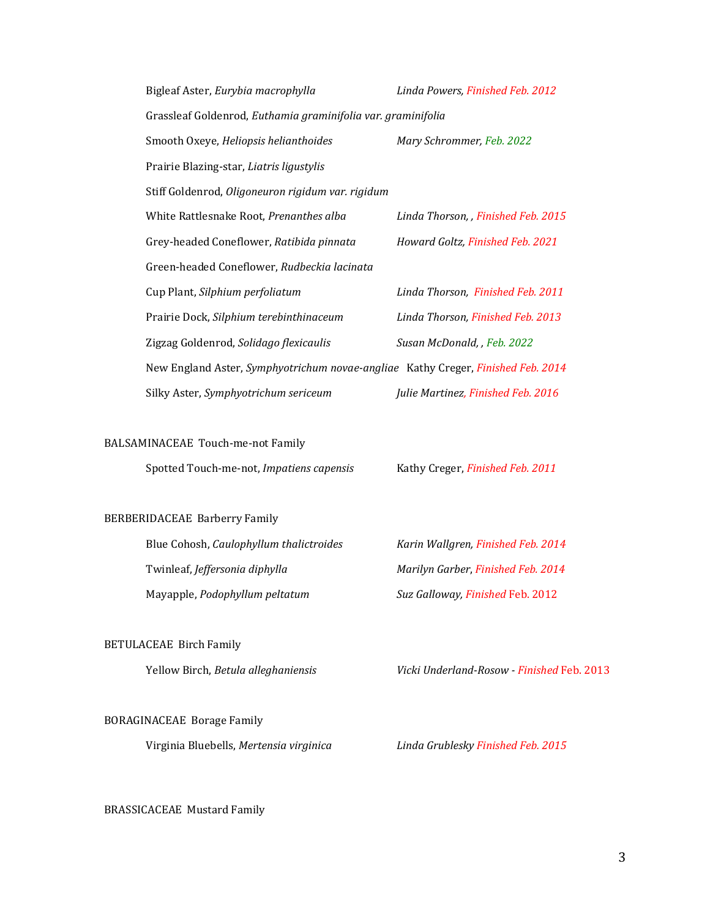Bigleaf Aster, *Eurybia macrophylla* *Linda Powers, Finished Feb. 2012*

Grassleaf Goldenrod, *Euthamia graminifolia var. graminifolia*

Smooth Oxeye, *Heliopsis helianthoides* *Mary Schrommer, Feb. 2022*

Prairie Blazing-star, *Liatris ligustylis*

Stiff Goldenrod, *Oligoneuron rigidum var. rigidum*

White Rattlesnake Root, *Prenanthes alba* *Linda Thorson, , Finished Feb. 2015*

Grey-headed Coneflower, *Ratibida pinnata* *Howard Goltz, Finished Feb. 2021*

Green-headed Coneflower, *Rudbeckia lacinata*

Cup Plant, *Silphium perfoliatum* *Linda Thorson, Finished Feb. 2011*

Prairie Dock, *Silphium terebinthinaceum* *Linda Thorson, Finished Feb. 2013*

Zigzag Goldenrod, *Solidago flexicaulis* *Susan McDonald, , Feb. 2022*

New England Aster, *Symphyotrichum novae-angliae* Kathy Creger, *Finished Feb. 2014*

Silky Aster, *Symphyotrichum sericeum* *Julie Martinez, Finished Feb. 2016*

BALSAMINACEAE Touch-me-not Family

Spotted Touch-me-not, *Impatiens capensis* Kathy Creger, *Finished Feb. 2011*

BERBERIDACEAE Barberry Family

Blue Cohosh, *Caulophyllum thalictroides* *Karin Wallgren, Finished Feb. 2014*

Twinleaf, *Jeffersonia diphylla* *Marilyn Garber, Finished Feb. 2014*

Mayapple, *Podophyllum peltatum* *Suz Galloway, Finished* Feb. 2012

BETULACEAE Birch Family

Yellow Birch, *Betula alleghaniensis* *Vicki Underland-Rosow - Finished* Feb. 2013

BORAGINACEAE Borage Family

Virginia Bluebells, *Mertensia virginica* *Linda Grublesky Finished Feb. 2015*

BRASSICACEAE Mustard Family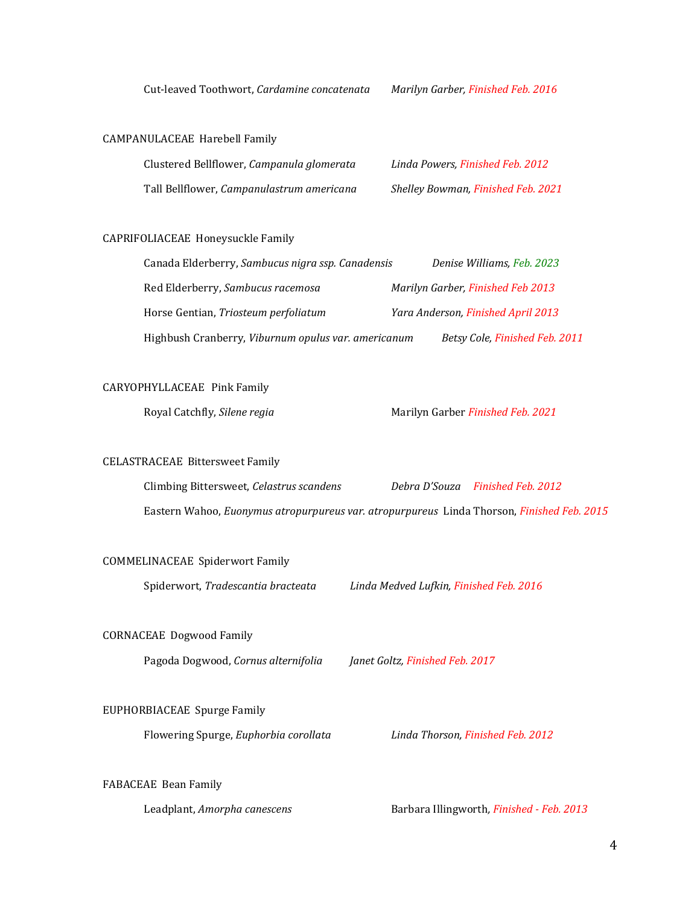Cut-leaved Toothwort, *Cardamine concatenata* *Marilyn Garber, Finished Feb. 2016*

CAMPANULACEAE Harebell Family

Clustered Bellflower, *Campanula glomerata* *Linda Powers, Finished Feb. 2012*

Tall Bellflower, *Campanulastrum americana* *Shelley Bowman, Finished Feb. 2021*

CAPRIFOLIACEAE Honeysuckle Family

Canada Elderberry, *Sambucus nigra ssp. Canadensis* *Denise Williams, Feb. 2023*

Red Elderberry, *Sambucus racemosa* *Marilyn Garber, Finished Feb 2013*

Horse Gentian, *Triosteum perfoliatum* *Yara Anderson, Finished April 2013*

Highbush Cranberry, *Viburnum opulus var. americanum* *Betsy Cole, Finished Feb. 2011*

CARYOPHYLLACEAE Pink Family

Royal Catchfly, *Silene regia* Marilyn Garber *Finished Feb. 2021*

CELASTRACEAE Bittersweet Family

Climbing Bittersweet, *Celastrus scandens* *Debra D'Souza Finished Feb. 2012*

Eastern Wahoo, *Euonymus atropurpureus var. atropurpureus* Linda Thorson, *Finished Feb. 2015*

COMMELINACEAE Spiderwort Family

Spiderwort, *Tradescantia bracteata* *Linda Medved Lufkin, Finished Feb. 2016*

CORNACEAE Dogwood Family

Pagoda Dogwood, *Cornus alternifolia* *Janet Goltz, Finished Feb. 2017*

EUPHORBIACEAE Spurge Family

Flowering Spurge, *Euphorbia corollata* *Linda Thorson, Finished Feb. 2012*

FABACEAE Bean Family

Leadplant, *Amorpha canescens* Barbara Illingworth, *Finished - Feb. 2013*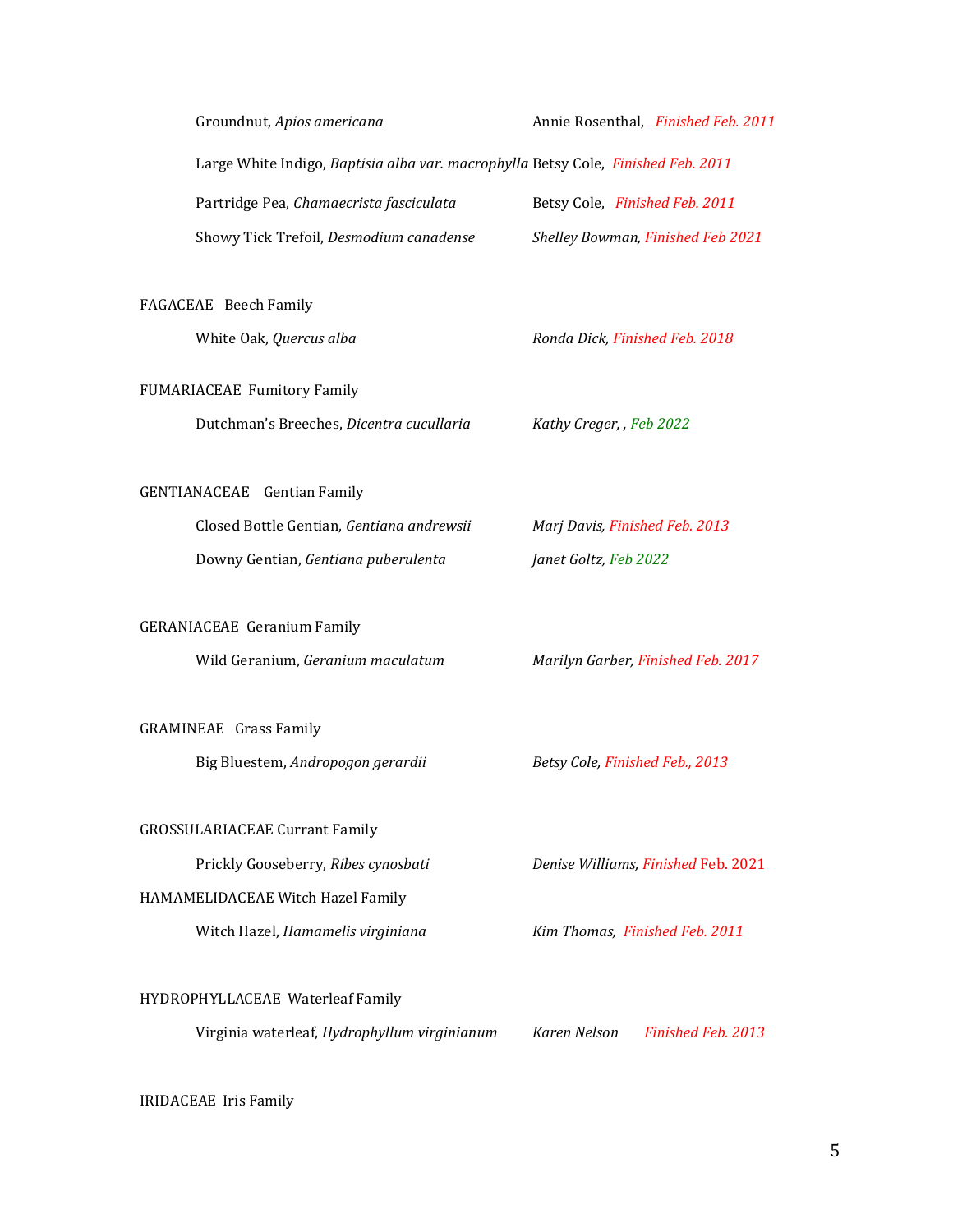Groundnut, *Apios americana* — Annie Rosenthal, *Finished Feb. 2011*

Large White Indigo, *Baptisia alba var. macrophylla* — Betsy Cole, *Finished Feb. 2011*

Partridge Pea, *Chamaecrista fasciculata* — Betsy Cole, *Finished Feb. 2011*

Showy Tick Trefoil, *Desmodium canadense* — *Shelley Bowman, Finished Feb 2021*

FAGACEAE Beech Family

White Oak, *Quercus alba* — *Ronda Dick, Finished Feb. 2018*

FUMARIACEAE Fumitory Family

Dutchman's Breeches, *Dicentra cucullaria* — *Kathy Creger, , Feb 2022*

GENTIANACEAE Gentian Family

Closed Bottle Gentian, *Gentiana andrewsii* — *Marj Davis, Finished Feb. 2013*

Downy Gentian, *Gentiana puberulenta* — *Janet Goltz, Feb 2022*

GERANIACEAE Geranium Family

Wild Geranium, *Geranium maculatum* — *Marilyn Garber, Finished Feb. 2017*

GRAMINEAE Grass Family

Big Bluestem, *Andropogon gerardii* — *Betsy Cole, Finished Feb., 2013*

GROSSULARIACEAE Currant Family

Prickly Gooseberry, *Ribes cynosbati* — *Denise Williams, Finished* Feb. 2021

HAMAMELIDACEAE Witch Hazel Family

Witch Hazel, *Hamamelis virginiana* — *Kim Thomas, Finished Feb. 2011*

HYDROPHYLLACEAE Waterleaf Family

Virginia waterleaf, *Hydrophyllum virginianum* — *Karen Nelson Finished Feb. 2013*

IRIDACEAE Iris Family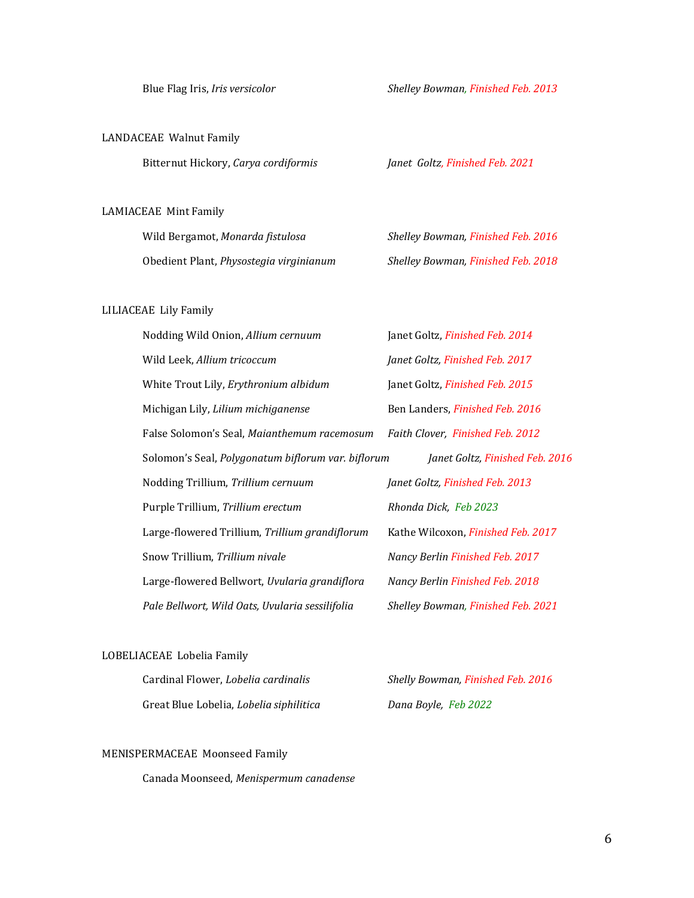Blue Flag Iris, *Iris versicolor* — *Shelley Bowman, Finished Feb. 2013*

LANDACEAE Walnut Family

Bitternut Hickory, *Carya cordiformis* — *Janet Goltz, Finished Feb. 2021*

LAMIACEAE Mint Family

Wild Bergamot, *Monarda fistulosa* — *Shelley Bowman, Finished Feb. 2016*

Obedient Plant, *Physostegia virginianum* — *Shelley Bowman, Finished Feb. 2018*

LILIACEAE Lily Family

Nodding Wild Onion, *Allium cernuum* — Janet Goltz, *Finished Feb. 2014*

Wild Leek, *Allium tricoccum* — *Janet Goltz, Finished Feb. 2017*

White Trout Lily, *Erythronium albidum* — Janet Goltz, *Finished Feb. 2015*

Michigan Lily, *Lilium michiganense* — Ben Landers, *Finished Feb. 2016*

False Solomon's Seal, *Maianthemum racemosum* — *Faith Clover, Finished Feb. 2012*

Solomon's Seal, *Polygonatum biflorum var. biflorum* — *Janet Goltz, Finished Feb. 2016*

Nodding Trillium, *Trillium cernuum* — *Janet Goltz, Finished Feb. 2013*

Purple Trillium, *Trillium erectum* — *Rhonda Dick, Feb 2023*

Large-flowered Trillium, *Trillium grandiflorum* — Kathe Wilcoxon, *Finished Feb. 2017*

Snow Trillium, *Trillium nivale* — *Nancy Berlin Finished Feb. 2017*

Large-flowered Bellwort, *Uvularia grandiflora* — *Nancy Berlin Finished Feb. 2018*

*Pale Bellwort, Wild Oats, Uvularia sessilifolia* — *Shelley Bowman, Finished Feb. 2021*

LOBELIACEAE Lobelia Family

Cardinal Flower, *Lobelia cardinalis* — *Shelly Bowman, Finished Feb. 2016*

Great Blue Lobelia, *Lobelia siphilitica* — *Dana Boyle, Feb 2022*

MENISPERMACEAE Moonseed Family

Canada Moonseed, *Menispermum canadense*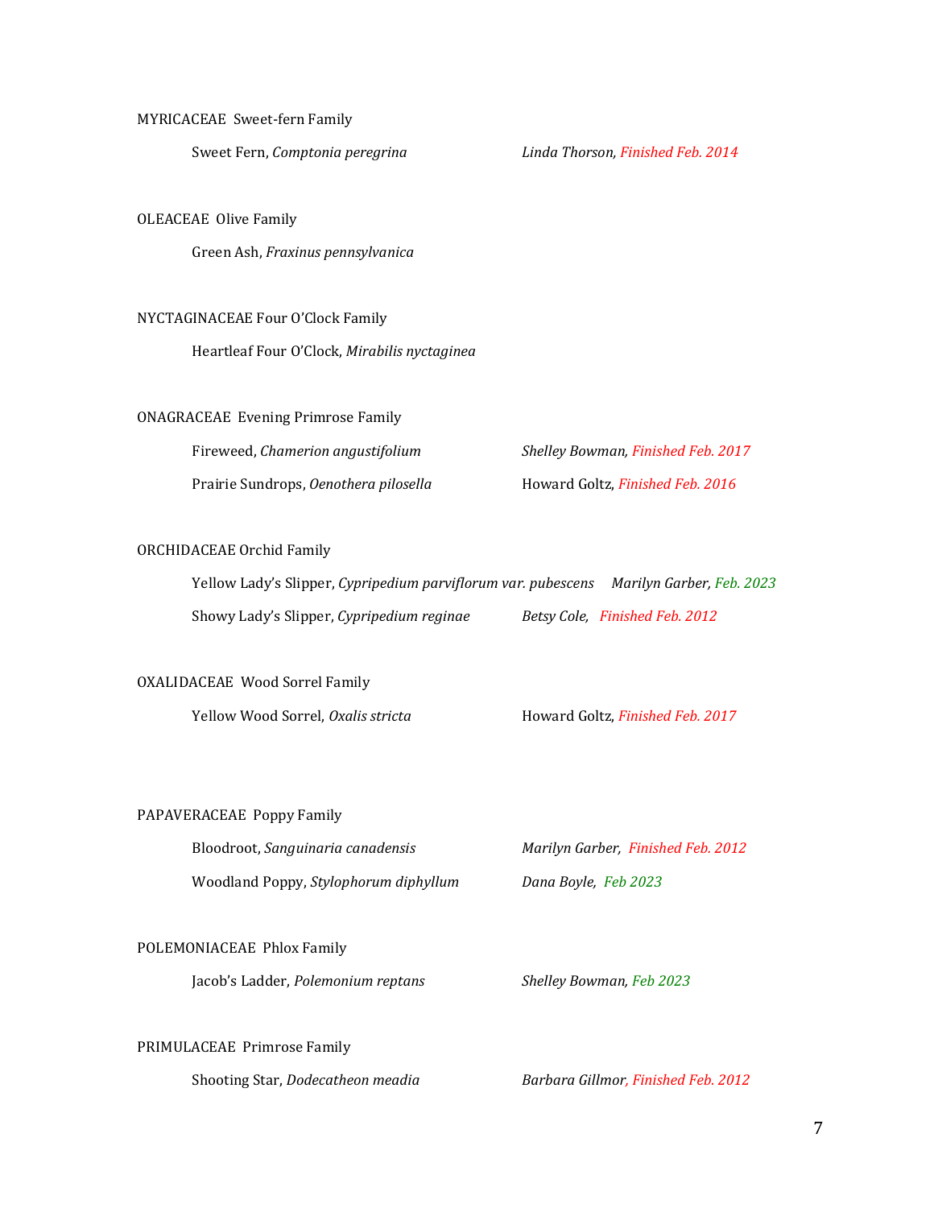MYRICACEAE  Sweet-fern Family

Sweet Fern, *Comptonia peregrina*    *Linda Thorson, Finished Feb. 2014*

OLEACEAE  Olive Family

Green Ash, *Fraxinus pennsylvanica*

NYCTAGINACEAE Four O'Clock Family

Heartleaf Four O'Clock, *Mirabilis nyctaginea*

ONAGRACEAE  Evening Primrose Family

Fireweed, *Chamerion angustifolium*    *Shelley Bowman, Finished Feb. 2017*

Prairie Sundrops, *Oenothera pilosella*    Howard Goltz, *Finished Feb. 2016*

ORCHIDACEAE Orchid Family

Yellow Lady's Slipper, *Cypripedium parviflorum var. pubescens*    *Marilyn Garber, Feb. 2023*

Showy Lady's Slipper, *Cypripedium reginae*    *Betsy Cole, Finished Feb. 2012*

OXALIDACEAE  Wood Sorrel Family

Yellow Wood Sorrel, *Oxalis stricta*    Howard Goltz, *Finished Feb. 2017*

PAPAVERACEAE  Poppy Family

Bloodroot, *Sanguinaria canadensis*    *Marilyn Garber, Finished Feb. 2012*

Woodland Poppy, *Stylophorum diphyllum*    *Dana Boyle, Feb 2023*

POLEMONIACEAE  Phlox Family

Jacob's Ladder, *Polemonium reptans*    *Shelley Bowman, Feb 2023*

PRIMULACEAE  Primrose Family

Shooting Star, *Dodecatheon meadia*    *Barbara Gillmor, Finished Feb. 2012*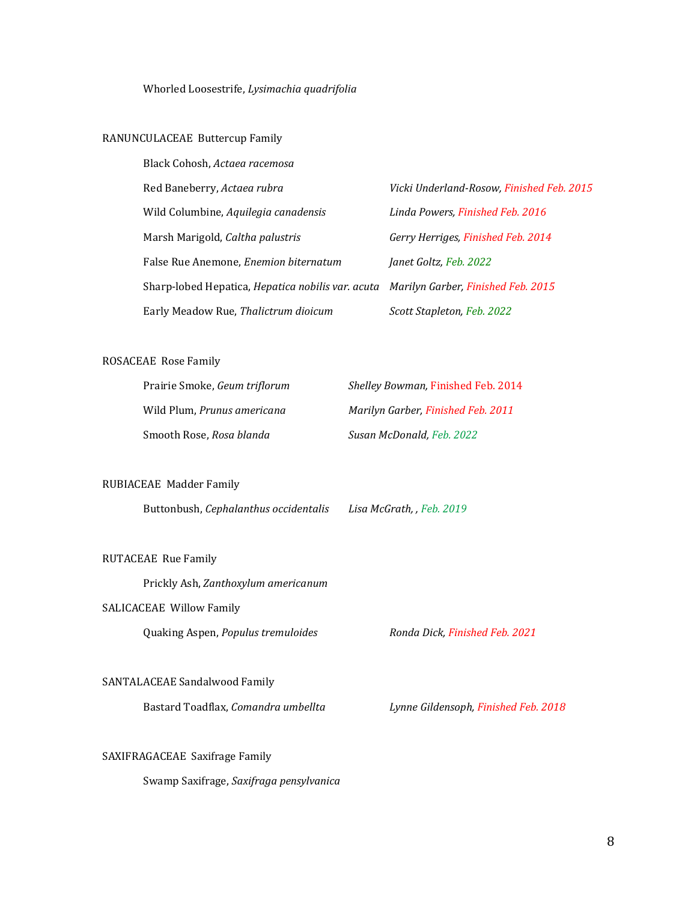Whorled Loosestrife, *Lysimachia quadrifolia*

RANUNCULACEAE  Buttercup Family

| | |
|---|---|
| Black Cohosh, *Actaea racemosa* | |
| Red Baneberry, *Actaea rubra* | *Vicki Underland-Rosow, Finished Feb. 2015* |
| Wild Columbine, *Aquilegia canadensis* | *Linda Powers, Finished Feb. 2016* |
| Marsh Marigold, *Caltha palustris* | *Gerry Herriges, Finished Feb. 2014* |
| False Rue Anemone, *Enemion biternatum* | *Janet Goltz, Feb. 2022* |
| Sharp-lobed Hepatica, *Hepatica nobilis var. acuta* | *Marilyn Garber, Finished Feb. 2015* |
| Early Meadow Rue, *Thalictrum dioicum* | *Scott Stapleton, Feb. 2022* |

ROSACEAE  Rose Family

| | |
|---|---|
| Prairie Smoke, *Geum triflorum* | *Shelley Bowman,* Finished Feb. 2014 |
| Wild Plum, *Prunus americana* | *Marilyn Garber, Finished Feb. 2011* |
| Smooth Rose, *Rosa blanda* | *Susan McDonald, Feb. 2022* |

RUBIACEAE  Madder Family

| | |
|---|---|
| Buttonbush, *Cephalanthus occidentalis* | *Lisa McGrath, , Feb. 2019* |

RUTACEAE  Rue Family

Prickly Ash, *Zanthoxylum americanum*

SALICACEAE  Willow Family

| | |
|---|---|
| Quaking Aspen, *Populus tremuloides* | *Ronda Dick, Finished Feb. 2021* |

SANTALACEAE Sandalwood Family

| | |
|---|---|
| Bastard Toadflax, *Comandra umbellta* | *Lynne Gildensoph, Finished Feb. 2018* |

SAXIFRAGACEAE  Saxifrage Family

Swamp Saxifrage, *Saxifraga pensylvanica*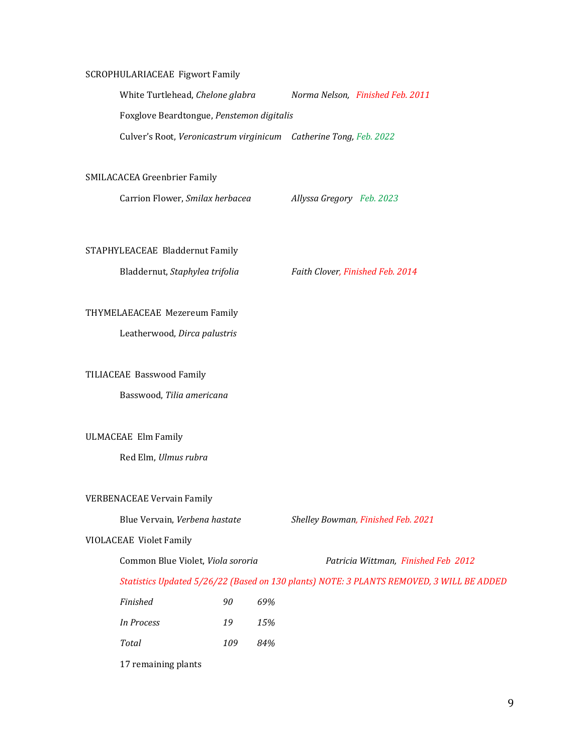SCROPHULARIACEAE Figwort Family

White Turtlehead, *Chelone glabra* *Norma Nelson, Finished Feb. 2011*

Foxglove Beardtongue, *Penstemon digitalis*

Culver's Root, *Veronicastrum virginicum* *Catherine Tong, Feb. 2022*

SMILACACEA Greenbrier Family

Carrion Flower, *Smilax herbacea* *Allyssa Gregory Feb. 2023*

STAPHYLEACEAE Bladdernut Family

Bladdernut, *Staphylea trifolia* *Faith Clover, Finished Feb. 2014*

THYMELAEACEAE Mezereum Family

Leatherwood, *Dirca palustris*

TILIACEAE Basswood Family

Basswood, *Tilia americana*

ULMACEAE Elm Family

Red Elm, *Ulmus rubra*

VERBENACEAE Vervain Family

Blue Vervain, *Verbena hastate* *Shelley Bowman, Finished Feb. 2021*

VIOLACEAE Violet Family

Common Blue Violet, *Viola sororia* *Patricia Wittman, Finished Feb 2012*

*Statistics Updated 5/26/22 (Based on 130 plants) NOTE: 3 PLANTS REMOVED, 3 WILL BE ADDED*

| | | |
|---|---|---|
| *Finished* | *90* | *69%* |
| *In Process* | *19* | *15%* |
| *Total* | *109* | *84%* |

17 remaining plants